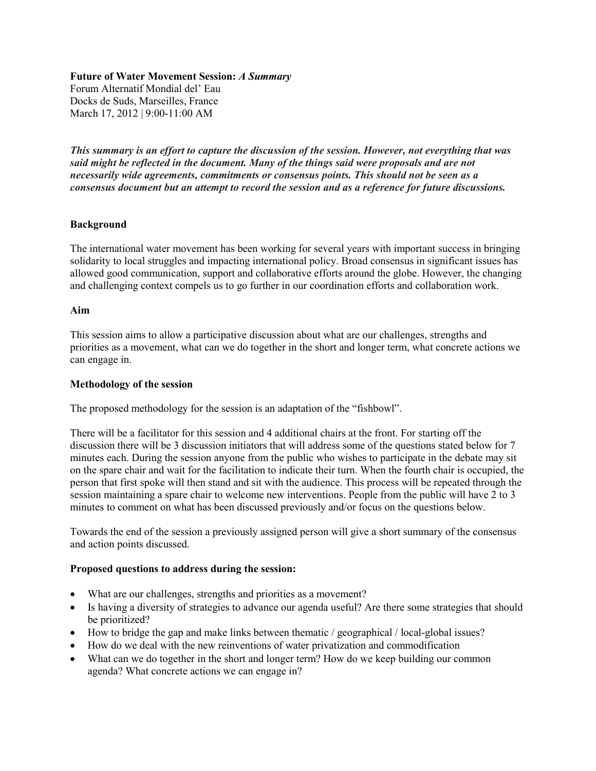**Future of Water Movement Session:** ***A Summary***
Forum Altenatif Mondial del' Eau
Docks de Suds, Marseilles, France
March 17, 2012 | 9:00-11:00 AM

***This summary is an effort to capture the discussion of the session. However, not everything that was said might be reflected in the document. Many of the things said were proposals and are not necessarily wide agreements, commitments or consensus points. This should not be seen as a consensus document but an attempt to record the session and as a reference for future discussions.***

## Background

The international water movement has been working for several years with important success in bringing solidarity to local struggles and impacting international policy. Broad consensus in significant issues has allowed good communication, support and collaborative efforts around the globe. However, the changing and challenging context compels us to go further in our coordination efforts and collaboration work.

## Aim

This session aims to allow a participative discussion about what are our challenges, strengths and priorities as a movement, what can we do together in the short and longer term, what concrete actions we can engage in.

## Methodology of the session

The proposed methodology for the session is an adaptation of the "fishbowl".

There will be a facilitator for this session and 4 additional chairs at the front. For starting off the discussion there will be 3 discussion initiators that will address some of the questions stated below for 7 minutes each. During the session anyone from the public who wishes to participate in the debate may sit on the spare chair and wait for the facilitation to indicate their turn. When the fourth chair is occupied, the person that first spoke will then stand and sit with the audience. This process will be repeated through the session maintaining a spare chair to welcome new interventions. People from the public will have 2 to 3 minutes to comment on what has been discussed previously and/or focus on the questions below.

Towards the end of the session a previously assigned person will give a short summary of the consensus and action points discussed.

## Proposed questions to address during the session:

- What are our challenges, strengths and priorities as a movement?
- Is having a diversity of strategies to advance our agenda useful? Are there some strategies that should be prioritized?
- How to bridge the gap and make links between thematic / geographical / local-global issues?
- How do we deal with the new reinventions of water privatization and commodification
- What can we do together in the short and longer term? How do we keep building our common agenda? What concrete actions we can engage in?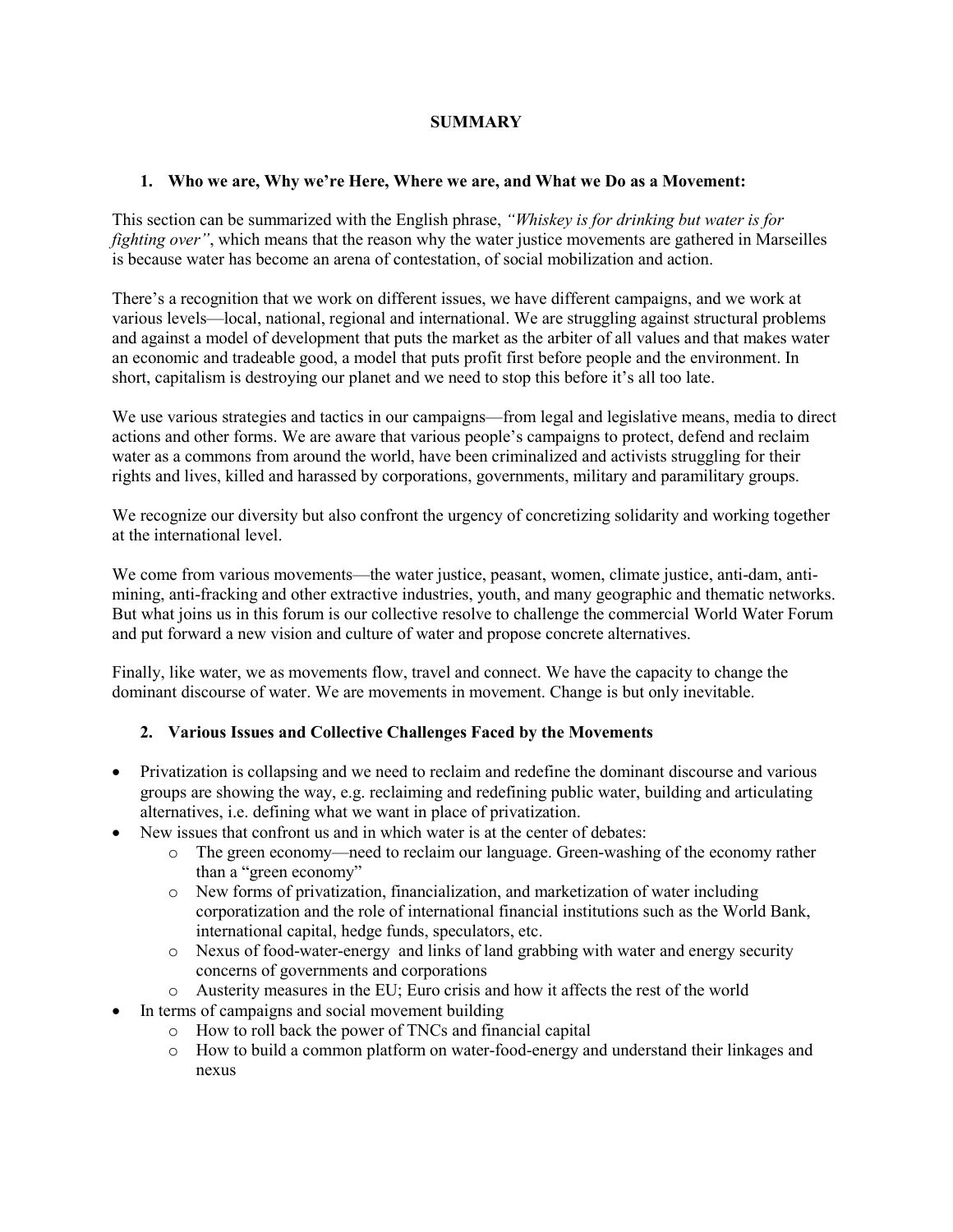# SUMMARY

## 1. Who we are, Why we're Here, Where we are, and What we Do as a Movement:

This section can be summarized with the English phrase, *"Whiskey is for drinking but water is for fighting over"*, which means that the reason why the water justice movements are gathered in Marseilles is because water has become an arena of contestation, of social mobilization and action.

There's a recognition that we work on different issues, we have different campaigns, and we work at various levels—local, national, regional and international. We are struggling against structural problems and against a model of development that puts the market as the arbiter of all values and that makes water an economic and tradeable good, a model that puts profit first before people and the environment. In short, capitalism is destroying our planet and we need to stop this before it's all too late.

We use various strategies and tactics in our campaigns—from legal and legislative means, media to direct actions and other forms. We are aware that various people's campaigns to protect, defend and reclaim water as a commons from around the world, have been criminalized and activists struggling for their rights and lives, killed and harassed by corporations, governments, military and paramilitary groups.

We recognize our diversity but also confront the urgency of concretizing solidarity and working together at the international level.

We come from various movements—the water justice, peasant, women, climate justice, anti-dam, anti-mining, anti-fracking and other extractive industries, youth, and many geographic and thematic networks. But what joins us in this forum is our collective resolve to challenge the commercial World Water Forum and put forward a new vision and culture of water and propose concrete alternatives.

Finally, like water, we as movements flow, travel and connect. We have the capacity to change the dominant discourse of water. We are movements in movement. Change is but only inevitable.

## 2. Various Issues and Collective Challenges Faced by the Movements

- Privatization is collapsing and we need to reclaim and redefine the dominant discourse and various groups are showing the way, e.g. reclaiming and redefining public water, building and articulating alternatives, i.e. defining what we want in place of privatization.
- New issues that confront us and in which water is at the center of debates:
  - The green economy—need to reclaim our language. Green-washing of the economy rather than a "green economy"
  - New forms of privatization, financialization, and marketization of water including corporatization and the role of international financial institutions such as the World Bank, international capital, hedge funds, speculators, etc.
  - Nexus of food-water-energy and links of land grabbing with water and energy security concerns of governments and corporations
  - Austerity measures in the EU; Euro crisis and how it affects the rest of the world
- In terms of campaigns and social movement building
  - How to roll back the power of TNCs and financial capital
  - How to build a common platform on water-food-energy and understand their linkages and nexus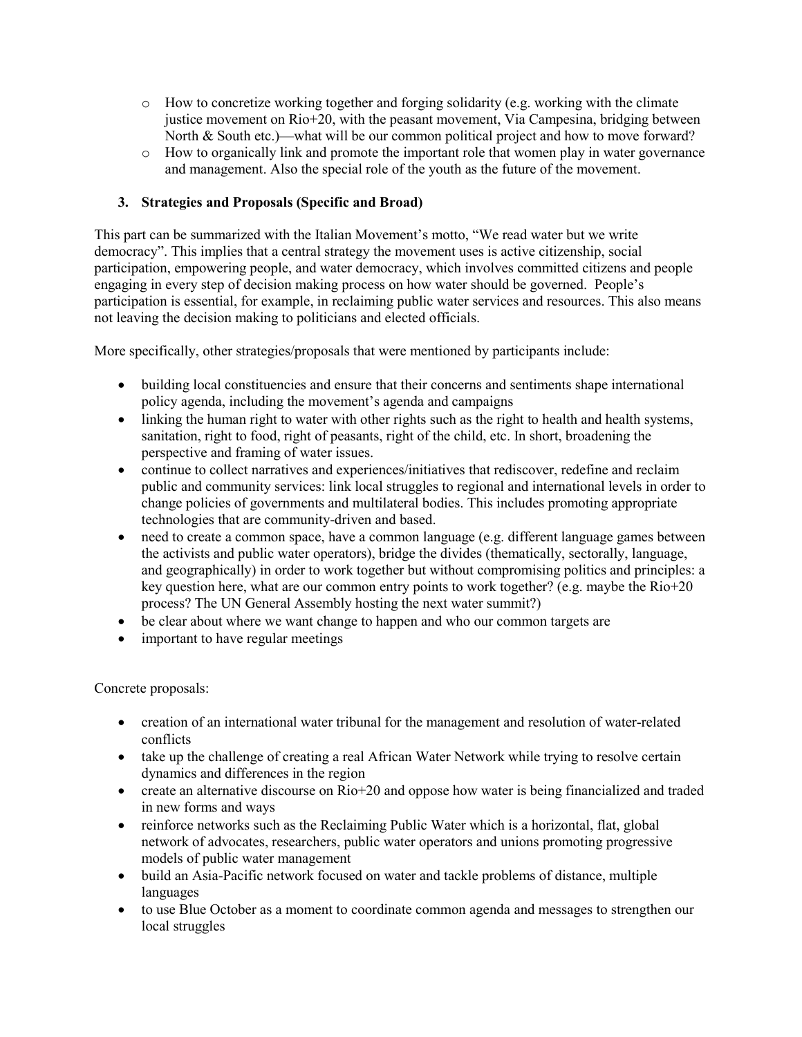- How to concretize working together and forging solidarity (e.g. working with the climate justice movement on Rio+20, with the peasant movement, Via Campesina, bridging between North & South etc.)—what will be our common political project and how to move forward?
- How to organically link and promote the important role that women play in water governance and management. Also the special role of the youth as the future of the movement.

### 3. Strategies and Proposals (Specific and Broad)

This part can be summarized with the Italian Movement's motto, "We read water but we write democracy". This implies that a central strategy the movement uses is active citizenship, social participation, empowering people, and water democracy, which involves committed citizens and people engaging in every step of decision making process on how water should be governed. People's participation is essential, for example, in reclaiming public water services and resources. This also means not leaving the decision making to politicians and elected officials.

More specifically, other strategies/proposals that were mentioned by participants include:

- building local constituencies and ensure that their concerns and sentiments shape international policy agenda, including the movement's agenda and campaigns
- linking the human right to water with other rights such as the right to health and health systems, sanitation, right to food, right of peasants, right of the child, etc. In short, broadening the perspective and framing of water issues.
- continue to collect narratives and experiences/initiatives that rediscover, redefine and reclaim public and community services: link local struggles to regional and international levels in order to change policies of governments and multilateral bodies. This includes promoting appropriate technologies that are community-driven and based.
- need to create a common space, have a common language (e.g. different language games between the activists and public water operators), bridge the divides (thematically, sectorally, language, and geographically) in order to work together but without compromising politics and principles: a key question here, what are our common entry points to work together? (e.g. maybe the Rio+20 process? The UN General Assembly hosting the next water summit?)
- be clear about where we want change to happen and who our common targets are
- important to have regular meetings

Concrete proposals:

- creation of an international water tribunal for the management and resolution of water-related conflicts
- take up the challenge of creating a real African Water Network while trying to resolve certain dynamics and differences in the region
- create an alternative discourse on Rio+20 and oppose how water is being financialized and traded in new forms and ways
- reinforce networks such as the Reclaiming Public Water which is a horizontal, flat, global network of advocates, researchers, public water operators and unions promoting progressive models of public water management
- build an Asia-Pacific network focused on water and tackle problems of distance, multiple languages
- to use Blue October as a moment to coordinate common agenda and messages to strengthen our local struggles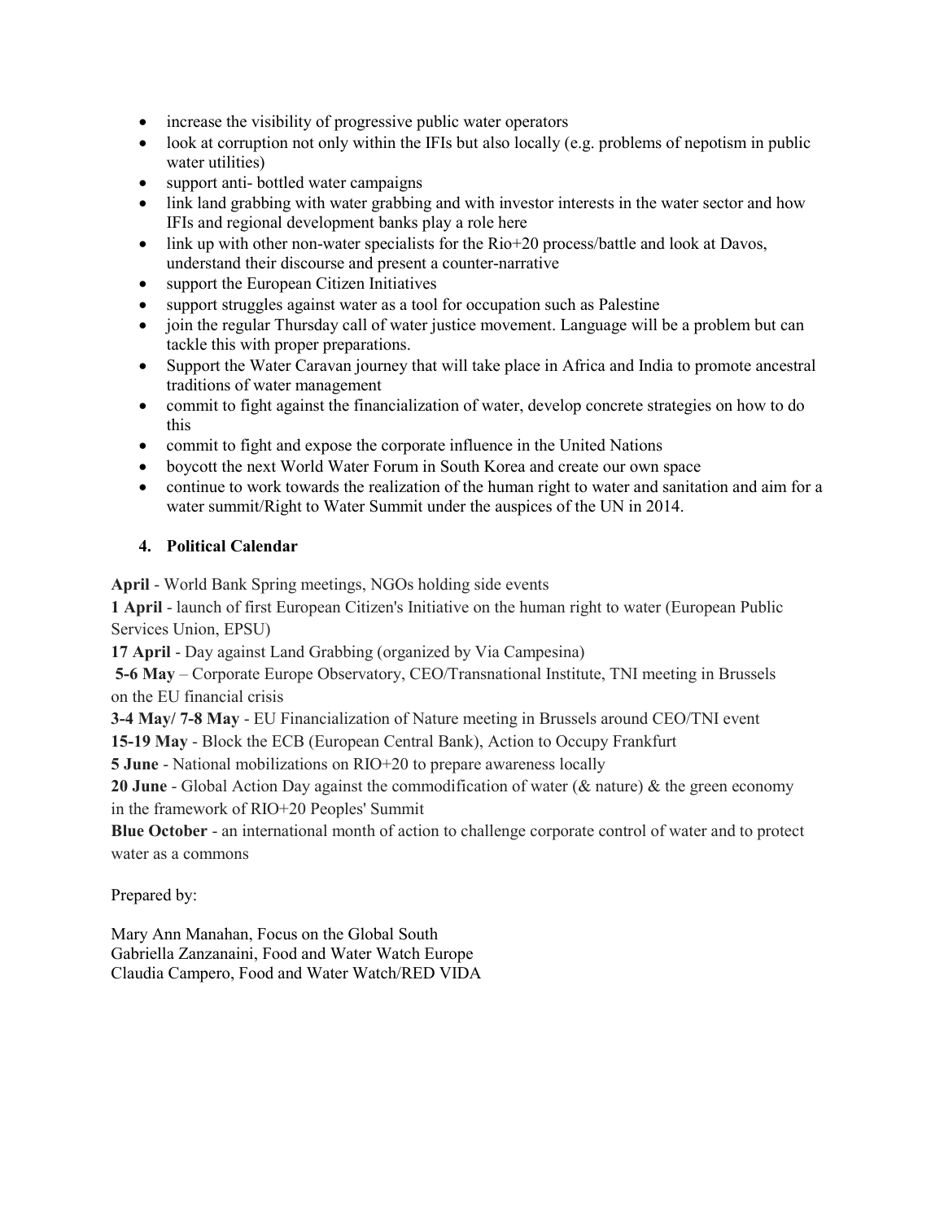- increase the visibility of progressive public water operators
- look at corruption not only within the IFIs but also locally (e.g. problems of nepotism in public water utilities)
- support anti- bottled water campaigns
- link land grabbing with water grabbing and with investor interests in the water sector and how IFIs and regional development banks play a role here
- link up with other non-water specialists for the Rio+20 process/battle and look at Davos, understand their discourse and present a counter-narrative
- support the European Citizen Initiatives
- support struggles against water as a tool for occupation such as Palestine
- join the regular Thursday call of water justice movement. Language will be a problem but can tackle this with proper preparations.
- Support the Water Caravan journey that will take place in Africa and India to promote ancestral traditions of water management
- commit to fight against the financialization of water, develop concrete strategies on how to do this
- commit to fight and expose the corporate influence in the United Nations
- boycott the next World Water Forum in South Korea and create our own space
- continue to work towards the realization of the human right to water and sanitation and aim for a water summit/Right to Water Summit under the auspices of the UN in 2014.

### 4. Political Calendar

**April** - World Bank Spring meetings, NGOs holding side events

**1 April** - launch of first European Citizen's Initiative on the human right to water (European Public Services Union, EPSU)

**17 April** - Day against Land Grabbing (organized by Via Campesina)

**5-6 May** – Corporate Europe Observatory, CEO/Transnational Institute, TNI meeting in Brussels on the EU financial crisis

**3-4 May/ 7-8 May** - EU Financialization of Nature meeting in Brussels around CEO/TNI event

**15-19 May** - Block the ECB (European Central Bank), Action to Occupy Frankfurt

**5 June** - National mobilizations on RIO+20 to prepare awareness locally

**20 June** - Global Action Day against the commodification of water (& nature) & the green economy in the framework of RIO+20 Peoples' Summit

**Blue October** - an international month of action to challenge corporate control of water and to protect water as a commons

Prepared by:

Mary Ann Manahan, Focus on the Global South
Gabriella Zanzanaini, Food and Water Watch Europe
Claudia Campero, Food and Water Watch/RED VIDA